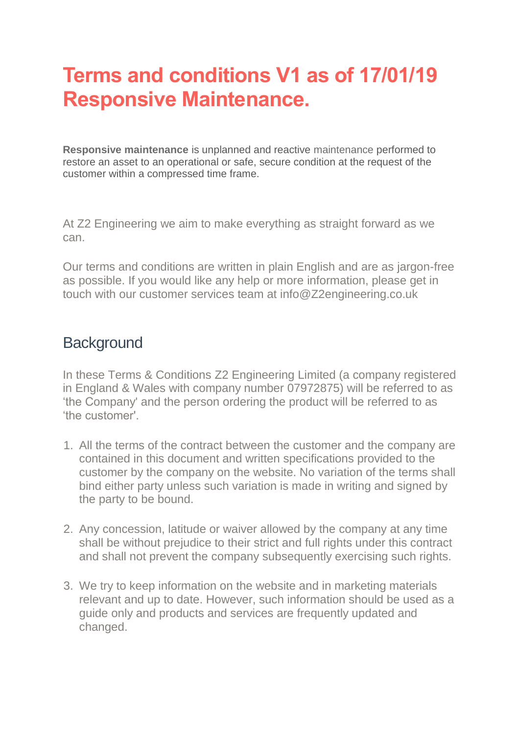# Terms and conditions V1 as of 17/01/19 Responsive Maintenance.

**Responsive maintenance** is unplanned and reactive maintenance performed to restore an asset to an operational or safe, secure condition at the request of the customer within a compressed time frame.

At Z2 Engineering we aim to make everything as straight forward as we can.

Our terms and conditions are written in plain English and are as jargon-free as possible. If you would like any help or more information, please get in touch with our customer services team at info@Z2engineering.co.uk

## Background

In these Terms & Conditions Z2 Engineering Limited (a company registered in England & Wales with company number 07972875) will be referred to as 'the Company' and the person ordering the product will be referred to as 'the customer'.

1. All the terms of the contract between the customer and the company are contained in this document and written specifications provided to the customer by the company on the website. No variation of the terms shall bind either party unless such variation is made in writing and signed by the party to be bound.

2. Any concession, latitude or waiver allowed by the company at any time shall be without prejudice to their strict and full rights under this contract and shall not prevent the company subsequently exercising such rights.

3. We try to keep information on the website and in marketing materials relevant and up to date. However, such information should be used as a guide only and products and services are frequently updated and changed.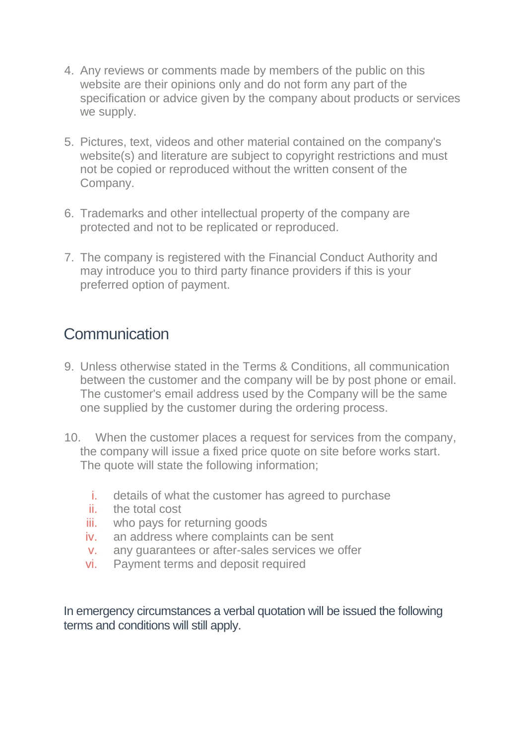4. Any reviews or comments made by members of the public on this website are their opinions only and do not form any part of the specification or advice given by the company about products or services we supply.

5. Pictures, text, videos and other material contained on the company's website(s) and literature are subject to copyright restrictions and must not be copied or reproduced without the written consent of the Company.

6. Trademarks and other intellectual property of the company are protected and not to be replicated or reproduced.

7. The company is registered with the Financial Conduct Authority and may introduce you to third party finance providers if this is your preferred option of payment.

## Communication

9. Unless otherwise stated in the Terms & Conditions, all communication between the customer and the company will be by post phone or email. The customer's email address used by the Company will be the same one supplied by the customer during the ordering process.

10. When the customer places a request for services from the company, the company will issue a fixed price quote on site before works start. The quote will state the following information;

    i. details of what the customer has agreed to purchase
    ii. the total cost
    iii. who pays for returning goods
    iv. an address where complaints can be sent
    v. any guarantees or after-sales services we offer
    vi. Payment terms and deposit required

In emergency circumstances a verbal quotation will be issued the following terms and conditions will still apply.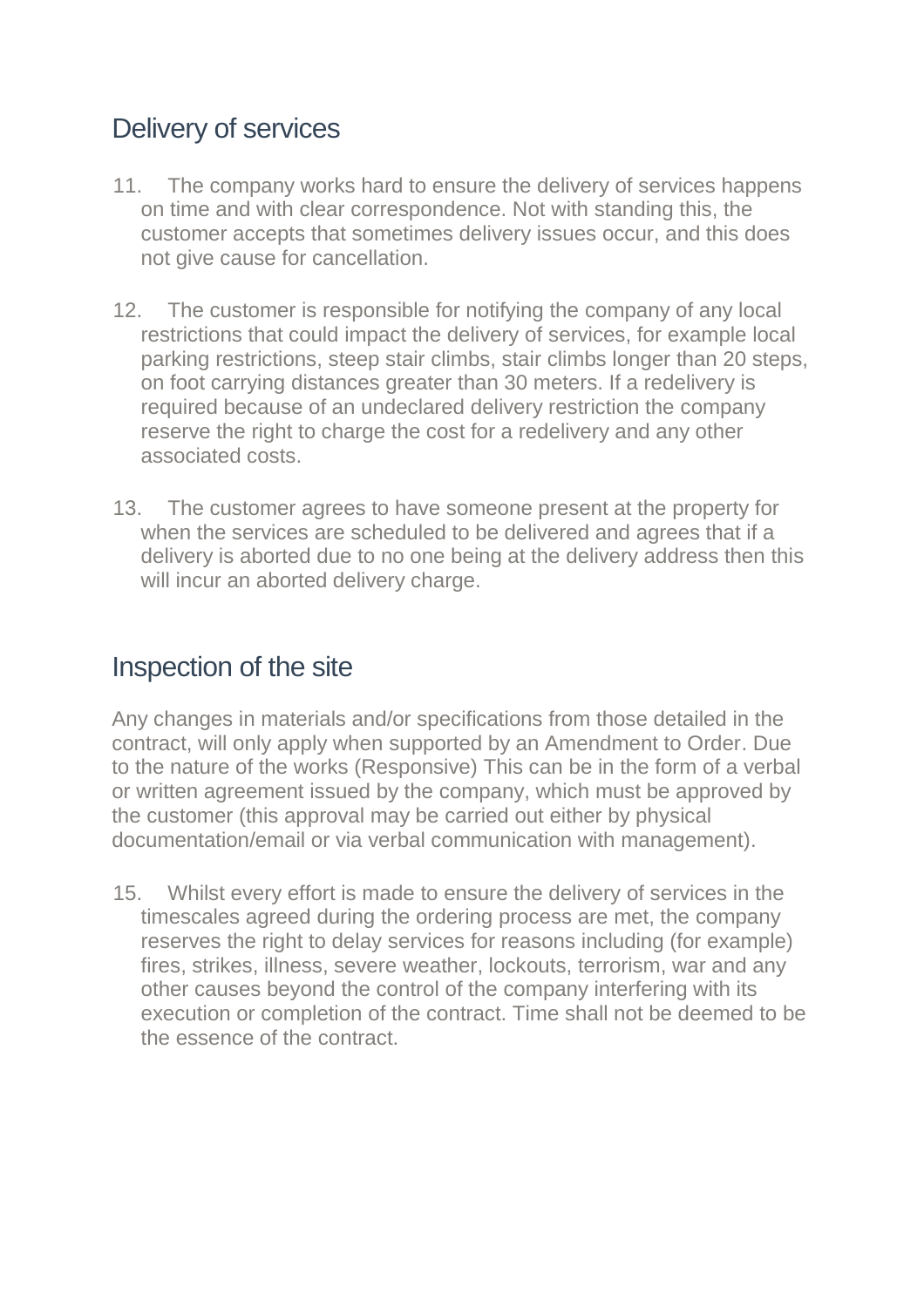## Delivery of services

11. The company works hard to ensure the delivery of services happens on time and with clear correspondence. Not with standing this, the customer accepts that sometimes delivery issues occur, and this does not give cause for cancellation.

12. The customer is responsible for notifying the company of any local restrictions that could impact the delivery of services, for example local parking restrictions, steep stair climbs, stair climbs longer than 20 steps, on foot carrying distances greater than 30 meters. If a redelivery is required because of an undeclared delivery restriction the company reserve the right to charge the cost for a redelivery and any other associated costs.

13. The customer agrees to have someone present at the property for when the services are scheduled to be delivered and agrees that if a delivery is aborted due to no one being at the delivery address then this will incur an aborted delivery charge.

## Inspection of the site

Any changes in materials and/or specifications from those detailed in the contract, will only apply when supported by an Amendment to Order. Due to the nature of the works (Responsive) This can be in the form of a verbal or written agreement issued by the company, which must be approved by the customer (this approval may be carried out either by physical documentation/email or via verbal communication with management).

15. Whilst every effort is made to ensure the delivery of services in the timescales agreed during the ordering process are met, the company reserves the right to delay services for reasons including (for example) fires, strikes, illness, severe weather, lockouts, terrorism, war and any other causes beyond the control of the company interfering with its execution or completion of the contract. Time shall not be deemed to be the essence of the contract.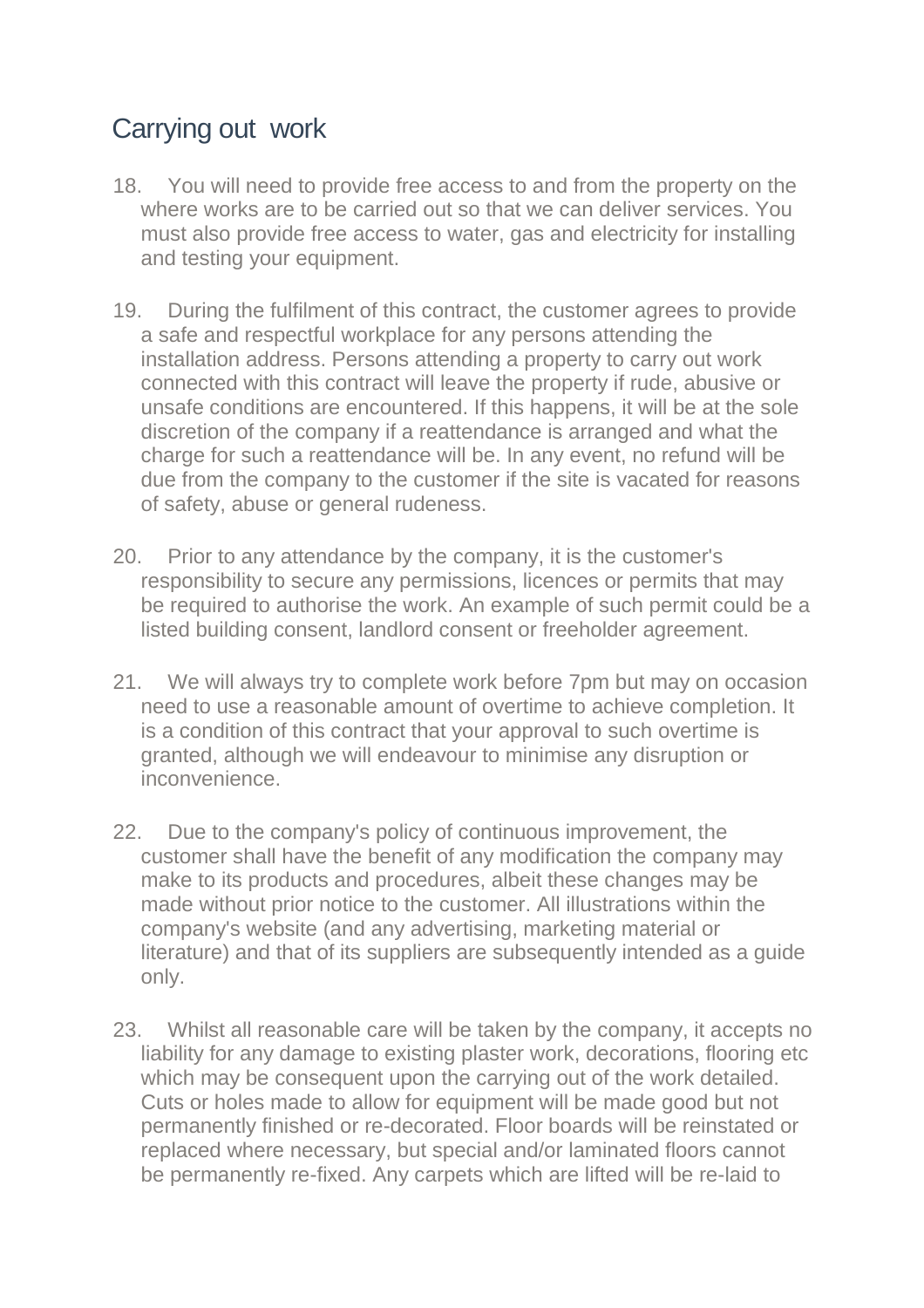## Carrying out  work

18. You will need to provide free access to and from the property on the where works are to be carried out so that we can deliver services. You must also provide free access to water, gas and electricity for installing and testing your equipment.

19. During the fulfilment of this contract, the customer agrees to provide a safe and respectful workplace for any persons attending the installation address. Persons attending a property to carry out work connected with this contract will leave the property if rude, abusive or unsafe conditions are encountered. If this happens, it will be at the sole discretion of the company if a reattendance is arranged and what the charge for such a reattendance will be. In any event, no refund will be due from the company to the customer if the site is vacated for reasons of safety, abuse or general rudeness.

20. Prior to any attendance by the company, it is the customer's responsibility to secure any permissions, licences or permits that may be required to authorise the work. An example of such permit could be a listed building consent, landlord consent or freeholder agreement.

21. We will always try to complete work before 7pm but may on occasion need to use a reasonable amount of overtime to achieve completion. It is a condition of this contract that your approval to such overtime is granted, although we will endeavour to minimise any disruption or inconvenience.

22. Due to the company's policy of continuous improvement, the customer shall have the benefit of any modification the company may make to its products and procedures, albeit these changes may be made without prior notice to the customer. All illustrations within the company's website (and any advertising, marketing material or literature) and that of its suppliers are subsequently intended as a guide only.

23. Whilst all reasonable care will be taken by the company, it accepts no liability for any damage to existing plaster work, decorations, flooring etc which may be consequent upon the carrying out of the work detailed. Cuts or holes made to allow for equipment will be made good but not permanently finished or re-decorated. Floor boards will be reinstated or replaced where necessary, but special and/or laminated floors cannot be permanently re-fixed. Any carpets which are lifted will be re-laid to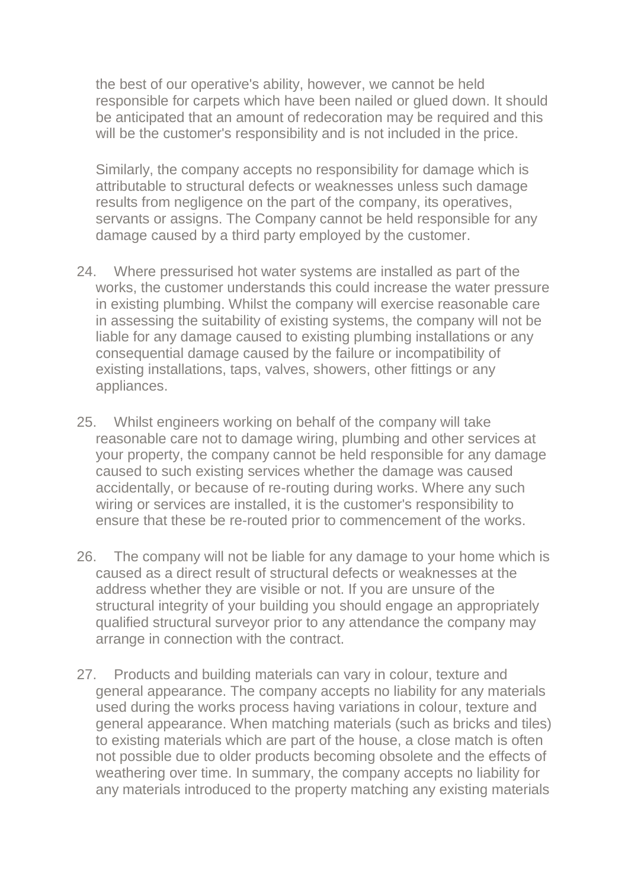the best of our operative's ability, however, we cannot be held responsible for carpets which have been nailed or glued down. It should be anticipated that an amount of redecoration may be required and this will be the customer's responsibility and is not included in the price.

Similarly, the company accepts no responsibility for damage which is attributable to structural defects or weaknesses unless such damage results from negligence on the part of the company, its operatives, servants or assigns. The Company cannot be held responsible for any damage caused by a third party employed by the customer.

24. Where pressurised hot water systems are installed as part of the works, the customer understands this could increase the water pressure in existing plumbing. Whilst the company will exercise reasonable care in assessing the suitability of existing systems, the company will not be liable for any damage caused to existing plumbing installations or any consequential damage caused by the failure or incompatibility of existing installations, taps, valves, showers, other fittings or any appliances.

25. Whilst engineers working on behalf of the company will take reasonable care not to damage wiring, plumbing and other services at your property, the company cannot be held responsible for any damage caused to such existing services whether the damage was caused accidentally, or because of re-routing during works. Where any such wiring or services are installed, it is the customer's responsibility to ensure that these be re-routed prior to commencement of the works.

26. The company will not be liable for any damage to your home which is caused as a direct result of structural defects or weaknesses at the address whether they are visible or not. If you are unsure of the structural integrity of your building you should engage an appropriately qualified structural surveyor prior to any attendance the company may arrange in connection with the contract.

27. Products and building materials can vary in colour, texture and general appearance. The company accepts no liability for any materials used during the works process having variations in colour, texture and general appearance. When matching materials (such as bricks and tiles) to existing materials which are part of the house, a close match is often not possible due to older products becoming obsolete and the effects of weathering over time. In summary, the company accepts no liability for any materials introduced to the property matching any existing materials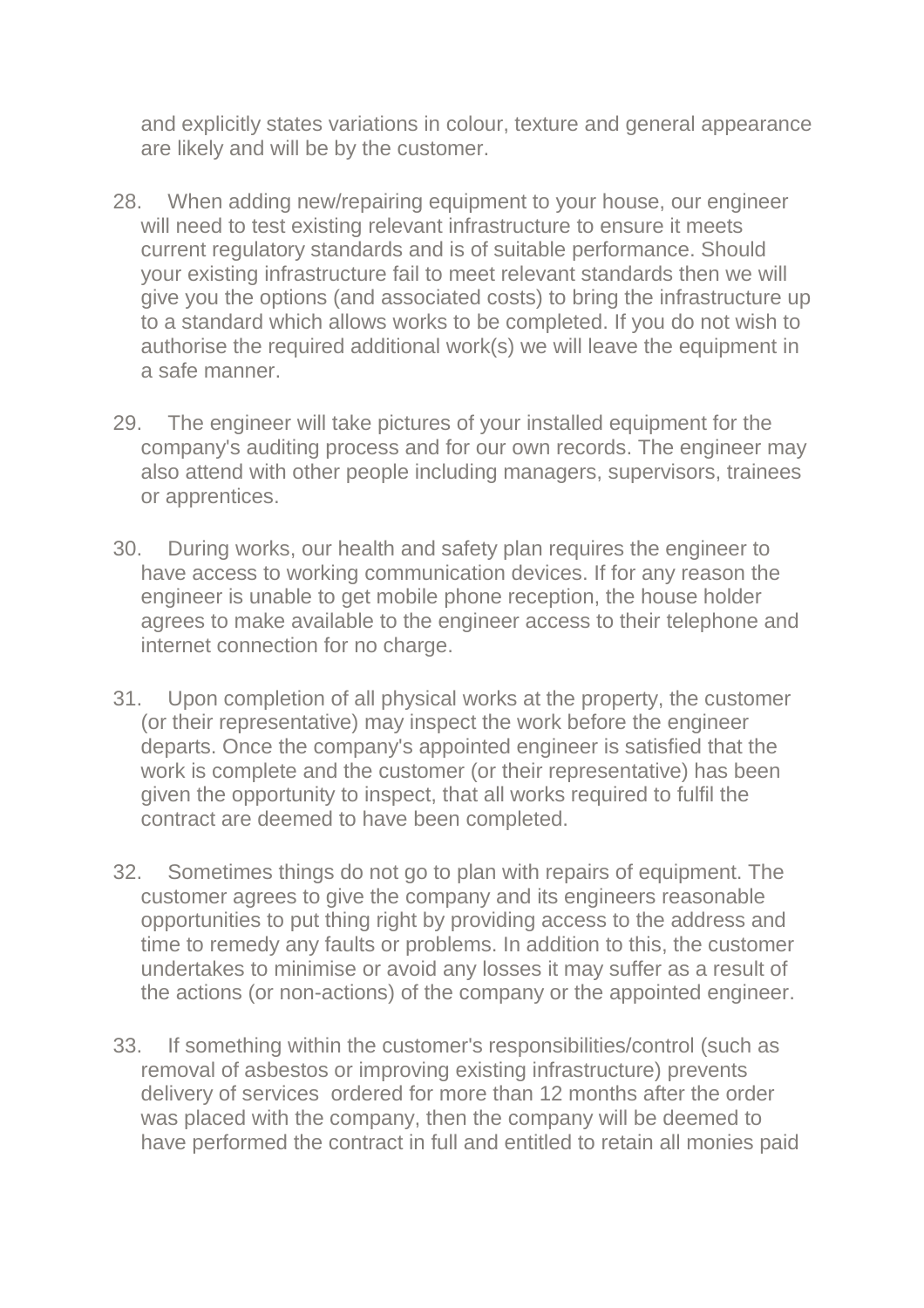and explicitly states variations in colour, texture and general appearance are likely and will be by the customer.

28. When adding new/repairing equipment to your house, our engineer will need to test existing relevant infrastructure to ensure it meets current regulatory standards and is of suitable performance. Should your existing infrastructure fail to meet relevant standards then we will give you the options (and associated costs) to bring the infrastructure up to a standard which allows works to be completed. If you do not wish to authorise the required additional work(s) we will leave the equipment in a safe manner.

29. The engineer will take pictures of your installed equipment for the company's auditing process and for our own records. The engineer may also attend with other people including managers, supervisors, trainees or apprentices.

30. During works, our health and safety plan requires the engineer to have access to working communication devices. If for any reason the engineer is unable to get mobile phone reception, the house holder agrees to make available to the engineer access to their telephone and internet connection for no charge.

31. Upon completion of all physical works at the property, the customer (or their representative) may inspect the work before the engineer departs. Once the company's appointed engineer is satisfied that the work is complete and the customer (or their representative) has been given the opportunity to inspect, that all works required to fulfil the contract are deemed to have been completed.

32. Sometimes things do not go to plan with repairs of equipment. The customer agrees to give the company and its engineers reasonable opportunities to put thing right by providing access to the address and time to remedy any faults or problems. In addition to this, the customer undertakes to minimise or avoid any losses it may suffer as a result of the actions (or non-actions) of the company or the appointed engineer.

33. If something within the customer's responsibilities/control (such as removal of asbestos or improving existing infrastructure) prevents delivery of services ordered for more than 12 months after the order was placed with the company, then the company will be deemed to have performed the contract in full and entitled to retain all monies paid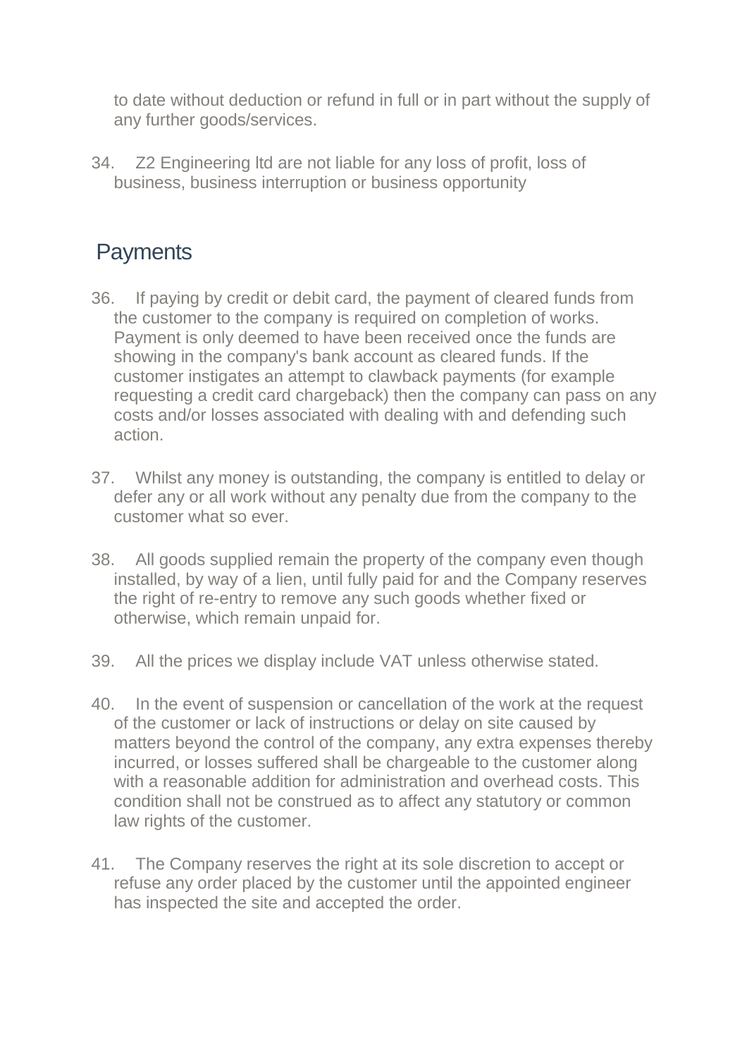to date without deduction or refund in full or in part without the supply of any further goods/services.

34. Z2 Engineering ltd are not liable for any loss of profit, loss of business, business interruption or business opportunity

## Payments

36. If paying by credit or debit card, the payment of cleared funds from the customer to the company is required on completion of works. Payment is only deemed to have been received once the funds are showing in the company's bank account as cleared funds. If the customer instigates an attempt to clawback payments (for example requesting a credit card chargeback) then the company can pass on any costs and/or losses associated with dealing with and defending such action.

37. Whilst any money is outstanding, the company is entitled to delay or defer any or all work without any penalty due from the company to the customer what so ever.

38. All goods supplied remain the property of the company even though installed, by way of a lien, until fully paid for and the Company reserves the right of re-entry to remove any such goods whether fixed or otherwise, which remain unpaid for.

39. All the prices we display include VAT unless otherwise stated.

40. In the event of suspension or cancellation of the work at the request of the customer or lack of instructions or delay on site caused by matters beyond the control of the company, any extra expenses thereby incurred, or losses suffered shall be chargeable to the customer along with a reasonable addition for administration and overhead costs. This condition shall not be construed as to affect any statutory or common law rights of the customer.

41. The Company reserves the right at its sole discretion to accept or refuse any order placed by the customer until the appointed engineer has inspected the site and accepted the order.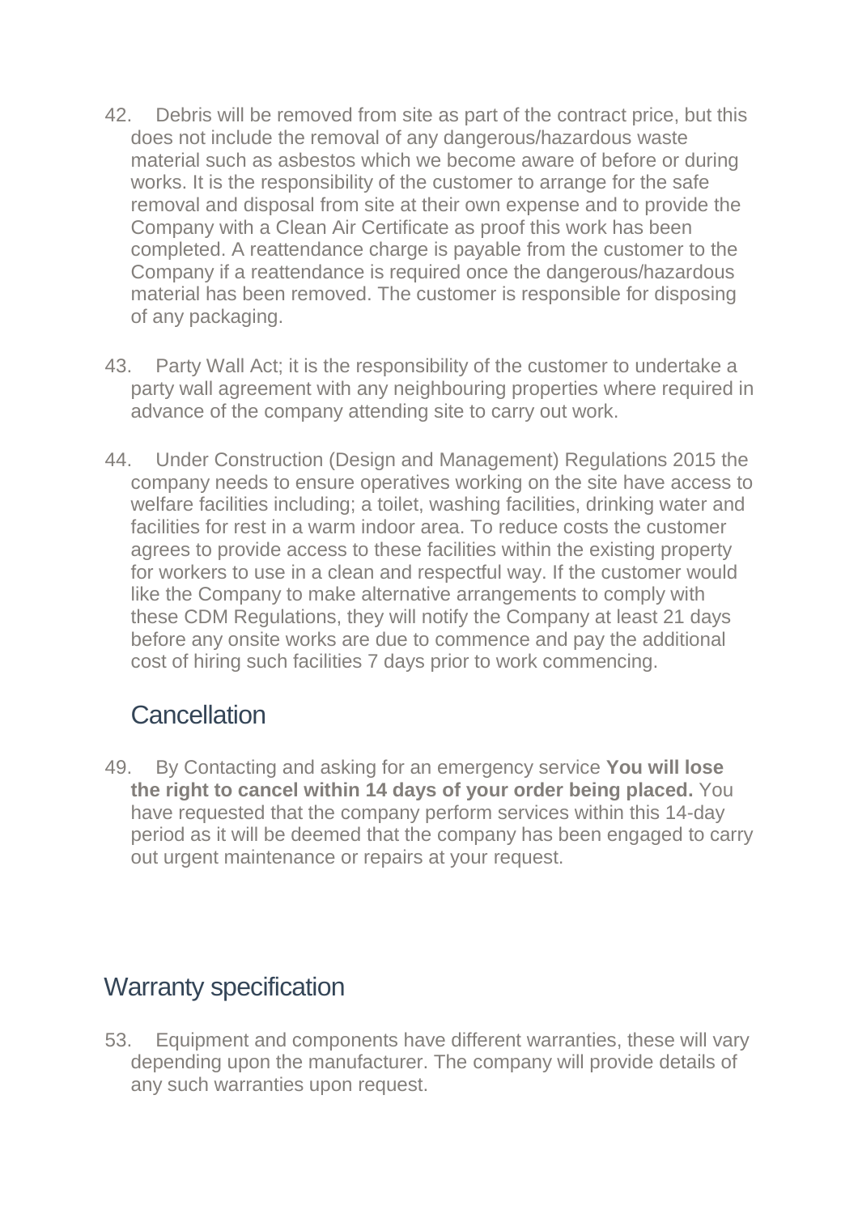42. Debris will be removed from site as part of the contract price, but this does not include the removal of any dangerous/hazardous waste material such as asbestos which we become aware of before or during works. It is the responsibility of the customer to arrange for the safe removal and disposal from site at their own expense and to provide the Company with a Clean Air Certificate as proof this work has been completed. A reattendance charge is payable from the customer to the Company if a reattendance is required once the dangerous/hazardous material has been removed. The customer is responsible for disposing of any packaging.

43. Party Wall Act; it is the responsibility of the customer to undertake a party wall agreement with any neighbouring properties where required in advance of the company attending site to carry out work.

44. Under Construction (Design and Management) Regulations 2015 the company needs to ensure operatives working on the site have access to welfare facilities including; a toilet, washing facilities, drinking water and facilities for rest in a warm indoor area. To reduce costs the customer agrees to provide access to these facilities within the existing property for workers to use in a clean and respectful way. If the customer would like the Company to make alternative arrangements to comply with these CDM Regulations, they will notify the Company at least 21 days before any onsite works are due to commence and pay the additional cost of hiring such facilities 7 days prior to work commencing.

## Cancellation

49. By Contacting and asking for an emergency service **You will lose the right to cancel within 14 days of your order being placed.** You have requested that the company perform services within this 14-day period as it will be deemed that the company has been engaged to carry out urgent maintenance or repairs at your request.

## Warranty specification

53. Equipment and components have different warranties, these will vary depending upon the manufacturer. The company will provide details of any such warranties upon request.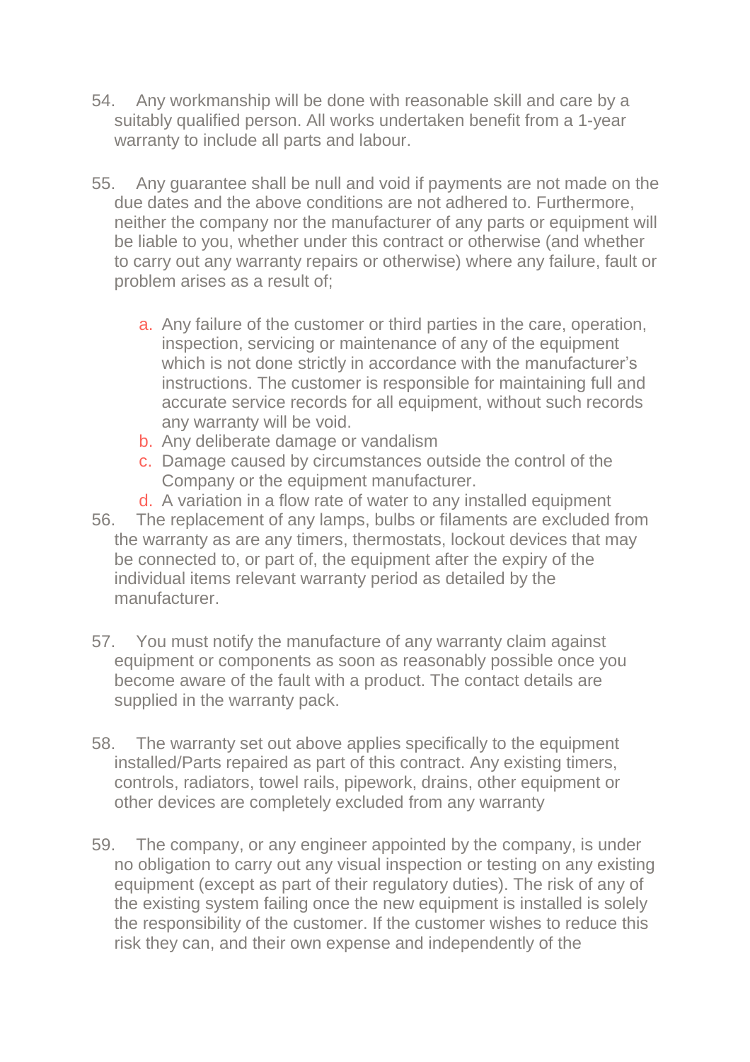54. Any workmanship will be done with reasonable skill and care by a suitably qualified person. All works undertaken benefit from a 1-year warranty to include all parts and labour.

55. Any guarantee shall be null and void if payments are not made on the due dates and the above conditions are not adhered to. Furthermore, neither the company nor the manufacturer of any parts or equipment will be liable to you, whether under this contract or otherwise (and whether to carry out any warranty repairs or otherwise) where any failure, fault or problem arises as a result of;

    a. Any failure of the customer or third parties in the care, operation, inspection, servicing or maintenance of any of the equipment which is not done strictly in accordance with the manufacturer's instructions. The customer is responsible for maintaining full and accurate service records for all equipment, without such records any warranty will be void.
    b. Any deliberate damage or vandalism
    c. Damage caused by circumstances outside the control of the Company or the equipment manufacturer.
    d. A variation in a flow rate of water to any installed equipment

56. The replacement of any lamps, bulbs or filaments are excluded from the warranty as are any timers, thermostats, lockout devices that may be connected to, or part of, the equipment after the expiry of the individual items relevant warranty period as detailed by the manufacturer.

57. You must notify the manufacture of any warranty claim against equipment or components as soon as reasonably possible once you become aware of the fault with a product. The contact details are supplied in the warranty pack.

58. The warranty set out above applies specifically to the equipment installed/Parts repaired as part of this contract. Any existing timers, controls, radiators, towel rails, pipework, drains, other equipment or other devices are completely excluded from any warranty

59. The company, or any engineer appointed by the company, is under no obligation to carry out any visual inspection or testing on any existing equipment (except as part of their regulatory duties). The risk of any of the existing system failing once the new equipment is installed is solely the responsibility of the customer. If the customer wishes to reduce this risk they can, and their own expense and independently of the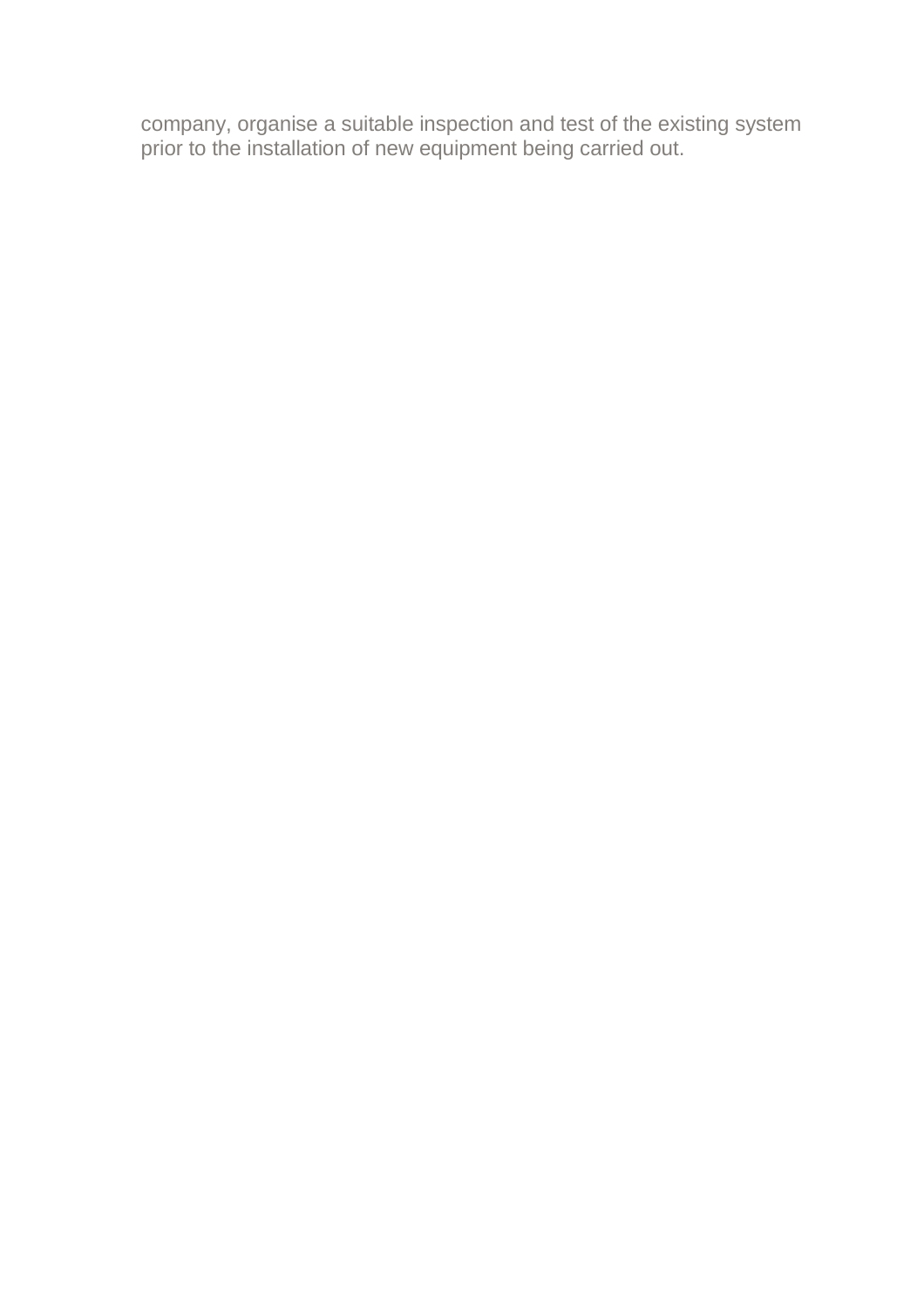company, organise a suitable inspection and test of the existing system prior to the installation of new equipment being carried out.